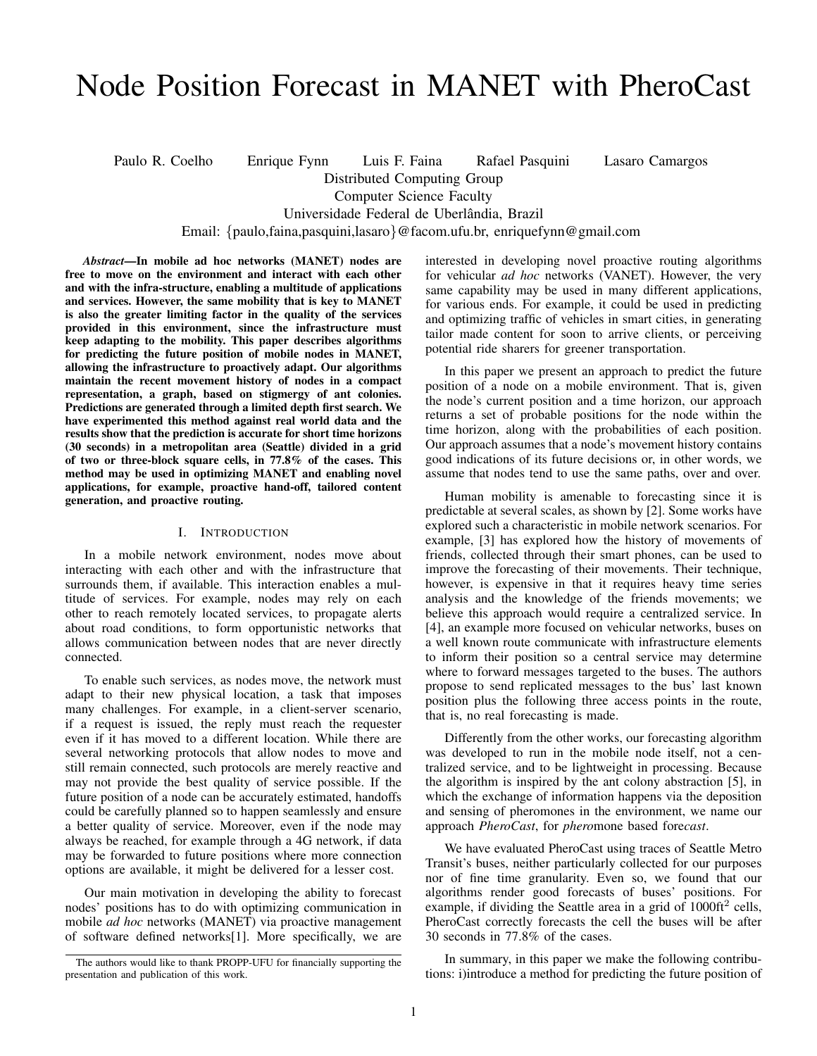# Node Position Forecast in MANET with PheroCast

Paulo R. Coelho  Enrique Fynn  Luis F. Faina  Rafael Pasquini  Lasaro Camargos
Distributed Computing Group
Computer Science Faculty
Universidade Federal de Uberlândia, Brazil
Email: {paulo,faina,pasquini,lasaro}@facom.ufu.br, enriquefynn@gmail.com

***Abstract*—In mobile ad hoc networks (MANET) nodes are free to move on the environment and interact with each other and with the infra-structure, enabling a multitude of applications and services. However, the same mobility that is key to MANET is also the greater limiting factor in the quality of the services provided in this environment, since the infrastructure must keep adapting to the mobility. This paper describes algorithms for predicting the future position of mobile nodes in MANET, allowing the infrastructure to proactively adapt. Our algorithms maintain the recent movement history of nodes in a compact representation, a graph, based on stigmergy of ant colonies. Predictions are generated through a limited depth first search. We have experimented this method against real world data and the results show that the prediction is accurate for short time horizons (30 seconds) in a metropolitan area (Seattle) divided in a grid of two or three-block square cells, in 77.8% of the cases. This method may be used in optimizing MANET and enabling novel applications, for example, proactive hand-off, tailored content generation, and proactive routing.**

## I. Introduction

In a mobile network environment, nodes move about interacting with each other and with the infrastructure that surrounds them, if available. This interaction enables a multitude of services. For example, nodes may rely on each other to reach remotely located services, to propagate alerts about road conditions, to form opportunistic networks that allows communication between nodes that are never directly connected.

To enable such services, as nodes move, the network must adapt to their new physical location, a task that imposes many challenges. For example, in a client-server scenario, if a request is issued, the reply must reach the requester even if it has moved to a different location. While there are several networking protocols that allow nodes to move and still remain connected, such protocols are merely reactive and may not provide the best quality of service possible. If the future position of a node can be accurately estimated, handoffs could be carefully planned so to happen seamlessly and ensure a better quality of service. Moreover, even if the node may always be reached, for example through a 4G network, if data may be forwarded to future positions where more connection options are available, it might be delivered for a lesser cost.

Our main motivation in developing the ability to forecast nodes' positions has to do with optimizing communication in mobile *ad hoc* networks (MANET) via proactive management of software defined networks[1]. More specifically, we are interested in developing novel proactive routing algorithms for vehicular *ad hoc* networks (VANET). However, the very same capability may be used in many different applications, for various ends. For example, it could be used in predicting and optimizing traffic of vehicles in smart cities, in generating tailor made content for soon to arrive clients, or perceiving potential ride sharers for greener transportation.

In this paper we present an approach to predict the future position of a node on a mobile environment. That is, given the node's current position and a time horizon, our approach returns a set of probable positions for the node within the time horizon, along with the probabilities of each position. Our approach assumes that a node's movement history contains good indications of its future decisions or, in other words, we assume that nodes tend to use the same paths, over and over.

Human mobility is amenable to forecasting since it is predictable at several scales, as shown by [2]. Some works have explored such a characteristic in mobile network scenarios. For example, [3] has explored how the history of movements of friends, collected through their smart phones, can be used to improve the forecasting of their movements. Their technique, however, is expensive in that it requires heavy time series analysis and the knowledge of the friends movements; we believe this approach would require a centralized service. In [4], an example more focused on vehicular networks, buses on a well known route communicate with infrastructure elements to inform their position so a central service may determine where to forward messages targeted to the buses. The authors propose to send replicated messages to the bus' last known position plus the following three access points in the route, that is, no real forecasting is made.

Differently from the other works, our forecasting algorithm was developed to run in the mobile node itself, not a centralized service, and to be lightweight in processing. Because the algorithm is inspired by the ant colony abstraction [5], in which the exchange of information happens via the deposition and sensing of pheromones in the environment, we name our approach *PheroCast*, for *phero*mone based fore*cast*.

We have evaluated PheroCast using traces of Seattle Metro Transit's buses, neither particularly collected for our purposes nor of fine time granularity. Even so, we found that our algorithms render good forecasts of buses' positions. For example, if dividing the Seattle area in a grid of 1000ft$^2$ cells, PheroCast correctly forecasts the cell the buses will be after 30 seconds in 77.8% of the cases.

In summary, in this paper we make the following contributions: i)introduce a method for predicting the future position of

The authors would like to thank PROPP-UFU for financially supporting the presentation and publication of this work.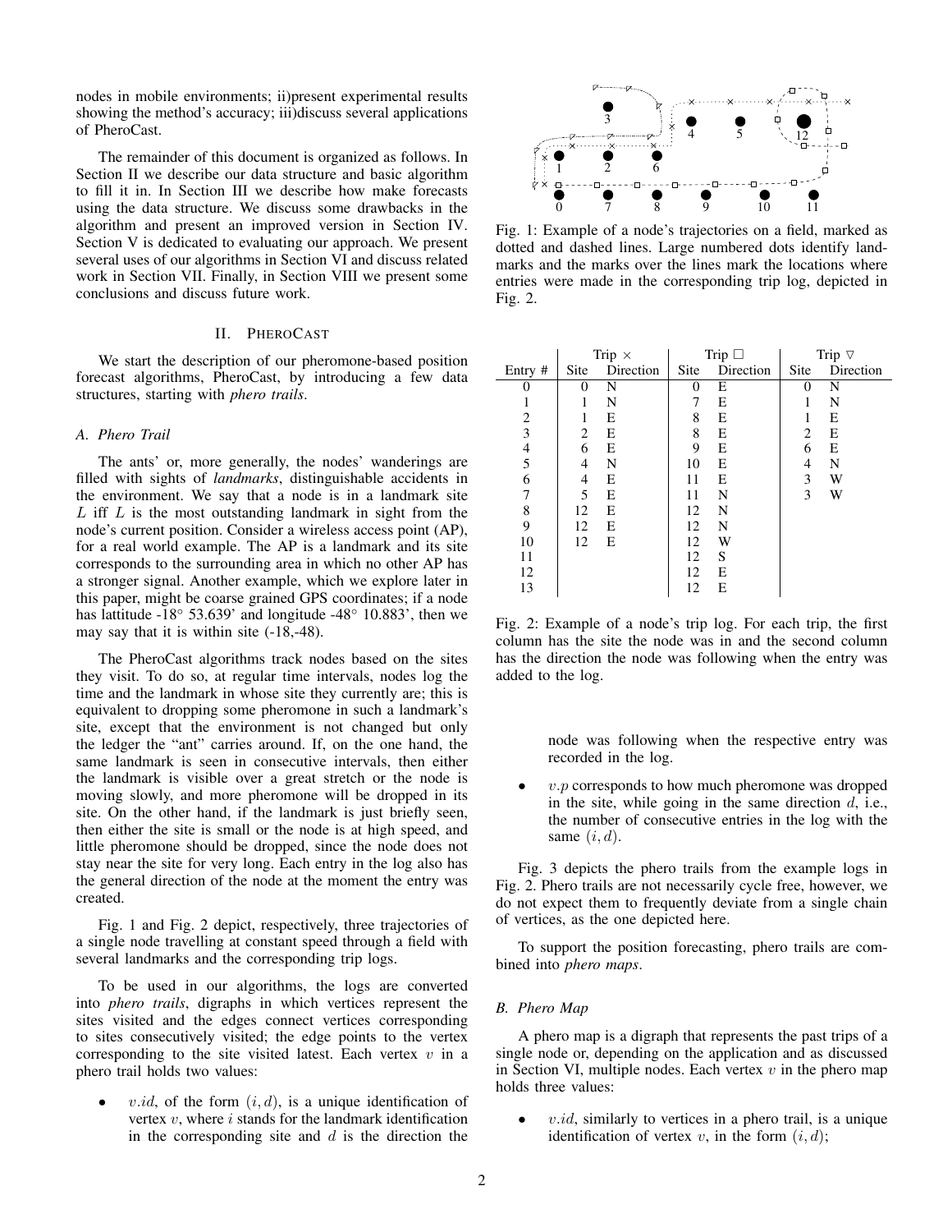nodes in mobile environments; ii)present experimental results showing the method's accuracy; iii)discuss several applications of PheroCast.

The remainder of this document is organized as follows. In Section II we describe our data structure and basic algorithm to fill it in. In Section III we describe how make forecasts using the data structure. We discuss some drawbacks in the algorithm and present an improved version in Section IV. Section V is dedicated to evaluating our approach. We present several uses of our algorithms in Section VI and discuss related work in Section VII. Finally, in Section VIII we present some conclusions and discuss future work.

## II. PheroCast

We start the description of our pheromone-based position forecast algorithms, PheroCast, by introducing a few data structures, starting with *phero trails*.

### A. Phero Trail

The ants' or, more generally, the nodes' wanderings are filled with sights of *landmarks*, distinguishable accidents in the environment. We say that a node is in a landmark site $L$ iff $L$ is the most outstanding landmark in sight from the node's current position. Consider a wireless access point (AP), for a real world example. The AP is a landmark and its site corresponds to the surrounding area in which no other AP has a stronger signal. Another example, which we explore later in this paper, might be coarse grained GPS coordinates; if a node has lattitude -18° 53.639' and longitude -48° 10.883', then we may say that it is within site (-18,-48).

The PheroCast algorithms track nodes based on the sites they visit. To do so, at regular time intervals, nodes log the time and the landmark in whose site they currently are; this is equivalent to dropping some pheromone in such a landmark's site, except that the environment is not changed but only the ledger the "ant" carries around. If, on the one hand, the same landmark is seen in consecutive intervals, then either the landmark is visible over a great stretch or the node is moving slowly, and more pheromone will be dropped in its site. On the other hand, if the landmark is just briefly seen, then either the site is small or the node is at high speed, and little pheromone should be dropped, since the node does not stay near the site for very long. Each entry in the log also has the general direction of the node at the moment the entry was created.

Fig. 1 and Fig. 2 depict, respectively, three trajectories of a single node travelling at constant speed through a field with several landmarks and the corresponding trip logs.

To be used in our algorithms, the logs are converted into *phero trails*, digraphs in which vertices represent the sites visited and the edges connect vertices corresponding to sites consecutively visited; the edge points to the vertex corresponding to the site visited latest. Each vertex $v$ in a phero trail holds two values:

- $v.id$, of the form $(i, d)$, is a unique identification of vertex $v$, where $i$ stands for the landmark identification in the corresponding site and $d$ is the direction the node was following when the respective entry was recorded in the log.
- $v.p$ corresponds to how much pheromone was dropped in the site, while going in the same direction $d$, i.e., the number of consecutive entries in the log with the same $(i, d)$.

Fig. 1: Example of a node's trajectories on a field, marked as dotted and dashed lines. Large numbered dots identify landmarks and the marks over the lines mark the locations where entries were made in the corresponding trip log, depicted in Fig. 2.

| | Trip × | | Trip □ | | Trip ▽ | |
|---|---|---|---|---|---|---|
| Entry # | Site | Direction | Site | Direction | Site | Direction |
| 0 | 0 | N | 0 | E | 0 | N |
| 1 | 1 | N | 7 | E | 1 | N |
| 2 | 1 | E | 8 | E | 1 | E |
| 3 | 2 | E | 8 | E | 2 | E |
| 4 | 6 | E | 9 | E | 6 | E |
| 5 | 4 | N | 10 | E | 4 | N |
| 6 | 4 | E | 11 | E | 3 | W |
| 7 | 5 | E | 11 | N | 3 | W |
| 8 | 12 | E | 12 | N | | |
| 9 | 12 | E | 12 | N | | |
| 10 | 12 | E | 12 | W | | |
| 11 | | | 12 | S | | |
| 12 | | | 12 | E | | |
| 13 | | | 12 | E | | |

Fig. 2: Example of a node's trip log. For each trip, the first column has the site the node was in and the second column has the direction the node was following when the entry was added to the log.

Fig. 3 depicts the phero trails from the example logs in Fig. 2. Phero trails are not necessarily cycle free, however, we do not expect them to frequently deviate from a single chain of vertices, as the one depicted here.

To support the position forecasting, phero trails are combined into *phero maps*.

### B. Phero Map

A phero map is a digraph that represents the past trips of a single node or, depending on the application and as discussed in Section VI, multiple nodes. Each vertex $v$ in the phero map holds three values:

- $v.id$, similarly to vertices in a phero trail, is a unique identification of vertex $v$, in the form $(i, d)$;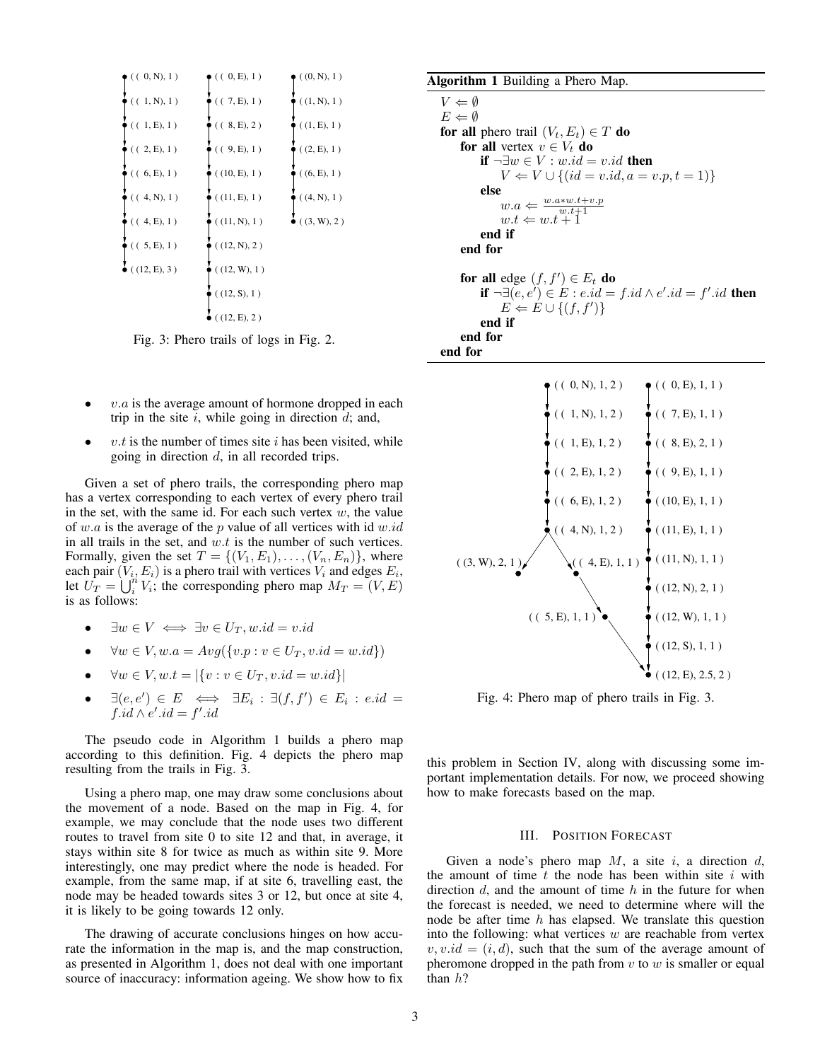( ( 0, N), 1 ) → ( ( 1, N), 1 ) → ( ( 1, E), 1 ) → ( ( 2, E), 1 ) → ( ( 6, E), 1 ) → ( ( 4, N), 1 ) → ( ( 4, E), 1 ) → ( ( 5, E), 1 ) → ( (12, E), 3 )

( ( 0, E), 1 ) → ( ( 7, E), 1 ) → ( ( 8, E), 2 ) → ( ( 9, E), 1 ) → ( (10, E), 1 ) → ( (11, E), 1 ) → ( (11, N), 1 ) → ( (12, N), 2 ) → ( (12, W), 1 ) → ( (12, S), 1 ) → ( (12, E), 2 )

( (0, N), 1 ) → ( (1, N), 1 ) → ( (1, E), 1 ) → ( (2, E), 1 ) → ( (6, E), 1 ) → ( (4, N), 1 ) → ( (3, W), 2 )

Fig. 3: Phero trails of logs in Fig. 2.

- $v.a$ is the average amount of hormone dropped in each trip in the site $i$, while going in direction $d$; and,
- $v.t$ is the number of times site $i$ has been visited, while going in direction $d$, in all recorded trips.

Given a set of phero trails, the corresponding phero map has a vertex corresponding to each vertex of every phero trail in the set, with the same id. For each such vertex $w$, the value of $w.a$ is the average of the $p$ value of all vertices with id $w.id$ in all trails in the set, and $w.t$ is the number of such vertices. Formally, given the set $T = \{(V_1, E_1), \ldots, (V_n, E_n)\}$, where each pair $(V_i, E_i)$ is a phero trail with vertices $V_i$ and edges $E_i$, let $U_T = \bigcup_i^n V_i$; the corresponding phero map $M_T = (V, E)$ is as follows:

- $\exists w \in V \iff \exists v \in U_T, w.id = v.id$
- $\forall w \in V, w.a = Avg(\{v.p : v \in U_T, v.id = w.id\})$
- $\forall w \in V, w.t = |\{v : v \in U_T, v.id = w.id\}|$
- $\exists (e, e') \in E \iff \exists E_i : \exists (f, f') \in E_i : e.id = f.id \land e'.id = f'.id$

The pseudo code in Algorithm 1 builds a phero map according to this definition. Fig. 4 depicts the phero map resulting from the trails in Fig. 3.

Using a phero map, one may draw some conclusions about the movement of a node. Based on the map in Fig. 4, for example, we may conclude that the node uses two different routes to travel from site 0 to site 12 and that, in average, it stays within site 8 for twice as much as within site 9. More interestingly, one may predict where the node is headed. For example, from the same map, if at site 6, travelling east, the node may be headed towards sites 3 or 12, but once at site 4, it is likely to be going towards 12 only.

The drawing of accurate conclusions hinges on how accurate the information in the map is, and the map construction, as presented in Algorithm 1, does not deal with one important source of inaccuracy: information ageing. We show how to fix this problem in Section IV, along with discussing some important implementation details. For now, we proceed showing how to make forecasts based on the map.

**Algorithm 1** Building a Phero Map.

```
V ⇐ ∅
E ⇐ ∅
for all phero trail (V_t, E_t) ∈ T do
    for all vertex v ∈ V_t do
        if ¬∃w ∈ V : w.id = v.id then
            V ⇐ V ∪ {(id = v.id, a = v.p, t = 1)}
        else
            w.a ⇐ (w.a * w.t + v.p) / (w.t + 1)
            w.t ⇐ w.t + 1
        end if
    end for

    for all edge (f, f') ∈ E_t do
        if ¬∃(e, e') ∈ E : e.id = f.id ∧ e'.id = f'.id then
            E ⇐ E ∪ {(f, f')}
        end if
    end for
end for
```

( ( 0, N), 1, 2 ) → ( ( 1, N), 1, 2 ) → ( ( 1, E), 1, 2 ) → ( ( 2, E), 1, 2 ) → ( ( 6, E), 1, 2 ) → ( ( 4, N), 1, 2 ) → {( (3, W), 2, 1 ), ( ( 4, E), 1, 1 ) → ( ( 5, E), 1, 1 ) → ( (12, E), 2.5, 2 )}

( ( 0, E), 1, 1 ) → ( ( 7, E), 1, 1 ) → ( ( 8, E), 2, 1 ) → ( ( 9, E), 1, 1 ) → ( (10, E), 1, 1 ) → ( (11, E), 1, 1 ) → ( (11, N), 1, 1 ) → ( (12, N), 2, 1 ) → ( (12, W), 1, 1 ) → ( (12, S), 1, 1 ) → ( (12, E), 2.5, 2 )

Fig. 4: Phero map of phero trails in Fig. 3.

## III. Position Forecast

Given a node's phero map $M$, a site $i$, a direction $d$, the amount of time $t$ the node has been within site $i$ with direction $d$, and the amount of time $h$ in the future for when the forecast is needed, we need to determine where will the node be after time $h$ has elapsed. We translate this question into the following: what vertices $w$ are reachable from vertex $v, v.id = (i, d)$, such that the sum of the average amount of pheromone dropped in the path from $v$ to $w$ is smaller or equal than $h$?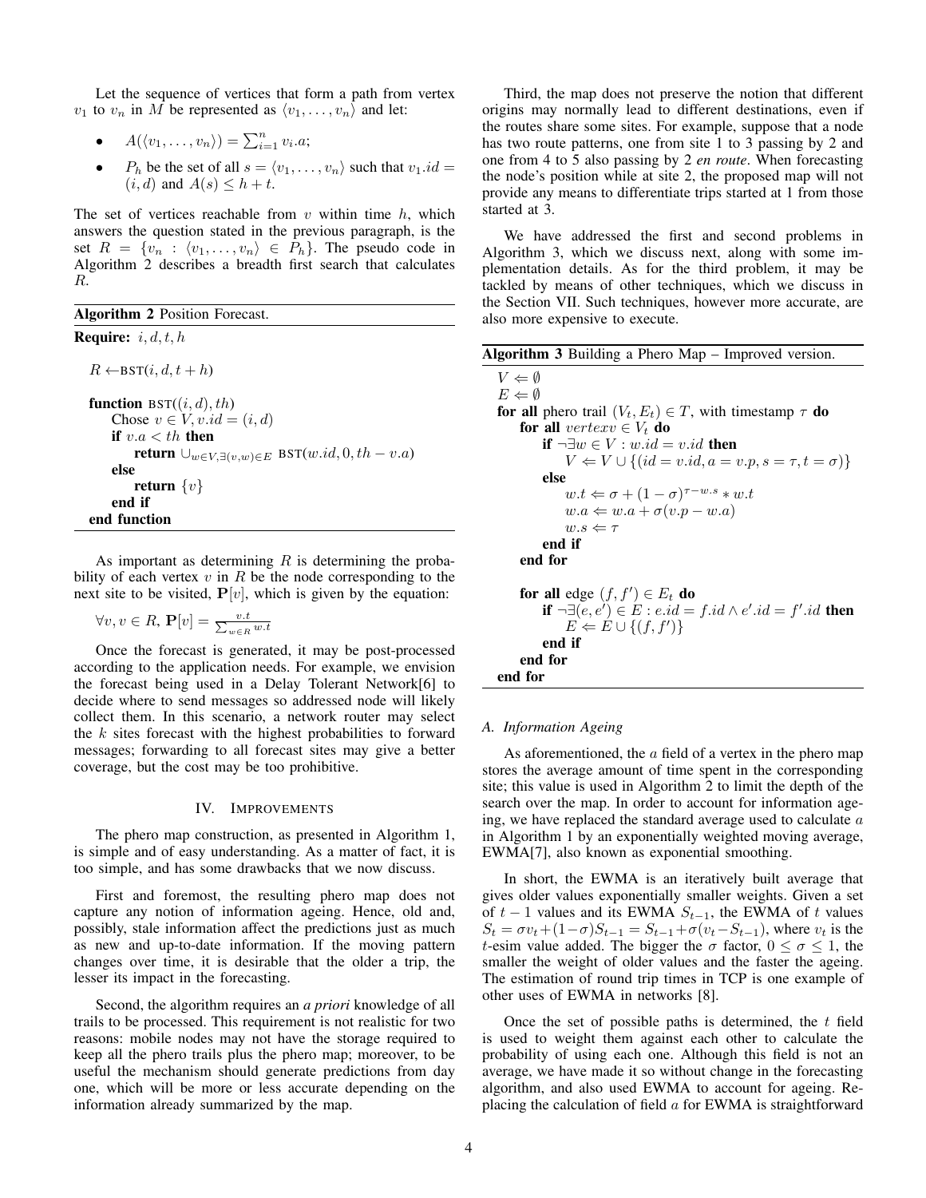Let the sequence of vertices that form a path from vertex $v_1$ to $v_n$ in $M$ be represented as $\langle v_1, \ldots, v_n \rangle$ and let:

- $A(\langle v_1, \ldots, v_n \rangle) = \sum_{i=1}^{n} v_i.a$;
- $P_h$ be the set of all $s = \langle v_1, \ldots, v_n \rangle$ such that $v_1.id = (i, d)$ and $A(s) \leq h + t$.

The set of vertices reachable from $v$ within time $h$, which answers the question stated in the previous paragraph, is the set $R = \{v_n : \langle v_1, \ldots, v_n \rangle \in P_h\}$. The pseudo code in Algorithm 2 describes a breadth first search that calculates $R$.

**Algorithm 2** Position Forecast.

```
Require: i, d, t, h

  R ← BST(i, d, t + h)

  function BST((i, d), th)
      Chose v ∈ V, v.id = (i, d)
      if v.a < th then
          return ∪_{w∈V,∃(v,w)∈E} BST(w.id, 0, th − v.a)
      else
          return {v}
      end if
  end function
```

As important as determining $R$ is determining the probability of each vertex $v$ in $R$ be the node corresponding to the next site to be visited, $\mathbf{P}[v]$, which is given by the equation:

$$\forall v, v \in R, \mathbf{P}[v] = \frac{v.t}{\sum_{w \in R} w.t}$$

Once the forecast is generated, it may be post-processed according to the application needs. For example, we envision the forecast being used in a Delay Tolerant Network[6] to decide where to send messages so addressed node will likely collect them. In this scenario, a network router may select the $k$ sites forecast with the highest probabilities to forward messages; forwarding to all forecast sites may give a better coverage, but the cost may be too prohibitive.

## IV. Improvements

The phero map construction, as presented in Algorithm 1, is simple and of easy understanding. As a matter of fact, it is too simple, and has some drawbacks that we now discuss.

First and foremost, the resulting phero map does not capture any notion of information ageing. Hence, old and, possibly, stale information affect the predictions just as much as new and up-to-date information. If the moving pattern changes over time, it is desirable that the older a trip, the lesser its impact in the forecasting.

Second, the algorithm requires an *a priori* knowledge of all trails to be processed. This requirement is not realistic for two reasons: mobile nodes may not have the storage required to keep all the phero trails plus the phero map; moreover, to be useful the mechanism should generate predictions from day one, which will be more or less accurate depending on the information already summarized by the map.

Third, the map does not preserve the notion that different origins may normally lead to different destinations, even if the routes share some sites. For example, suppose that a node has two route patterns, one from site 1 to 3 passing by 2 and one from 4 to 5 also passing by 2 *en route*. When forecasting the node's position while at site 2, the proposed map will not provide any means to differentiate trips started at 1 from those started at 3.

We have addressed the first and second problems in Algorithm 3, which we discuss next, along with some implementation details. As for the third problem, it may be tackled by means of other techniques, which we discuss in the Section VII. Such techniques, however more accurate, are also more expensive to execute.

**Algorithm 3** Building a Phero Map – Improved version.

```
V ⇐ ∅
E ⇐ ∅
for all phero trail (V_t, E_t) ∈ T, with timestamp τ do
    for all vertexv ∈ V_t do
        if ¬∃w ∈ V : w.id = v.id then
            V ⇐ V ∪ {(id = v.id, a = v.p, s = τ, t = σ)}
        else
            w.t ⇐ σ + (1 − σ)^(τ−w.s) ∗ w.t
            w.a ⇐ w.a + σ(v.p − w.a)
            w.s ⇐ τ
        end if
    end for

    for all edge (f, f') ∈ E_t do
        if ¬∃(e, e') ∈ E : e.id = f.id ∧ e'.id = f'.id then
            E ⇐ E ∪ {(f, f')}
        end if
    end for
end for
```

### A. Information Ageing

As aforementioned, the $a$ field of a vertex in the phero map stores the average amount of time spent in the corresponding site; this value is used in Algorithm 2 to limit the depth of the search over the map. In order to account for information ageing, we have replaced the standard average used to calculate $a$ in Algorithm 1 by an exponentially weighted moving average, EWMA[7], also known as exponential smoothing.

In short, the EWMA is an iteratively built average that gives older values exponentially smaller weights. Given a set of $t-1$ values and its EWMA $S_{t-1}$, the EWMA of $t$ values $S_t = \sigma v_t + (1-\sigma) S_{t-1} = S_{t-1} + \sigma(v_t - S_{t-1})$, where $v_t$ is the $t$-esim value added. The bigger the $\sigma$ factor, $0 \leq \sigma \leq 1$, the smaller the weight of older values and the faster the ageing. The estimation of round trip times in TCP is one example of other uses of EWMA in networks [8].

Once the set of possible paths is determined, the $t$ field is used to weight them against each other to calculate the probability of using each one. Although this field is not an average, we have made it so without change in the forecasting algorithm, and also used EWMA to account for ageing. Replacing the calculation of field $a$ for EWMA is straightforward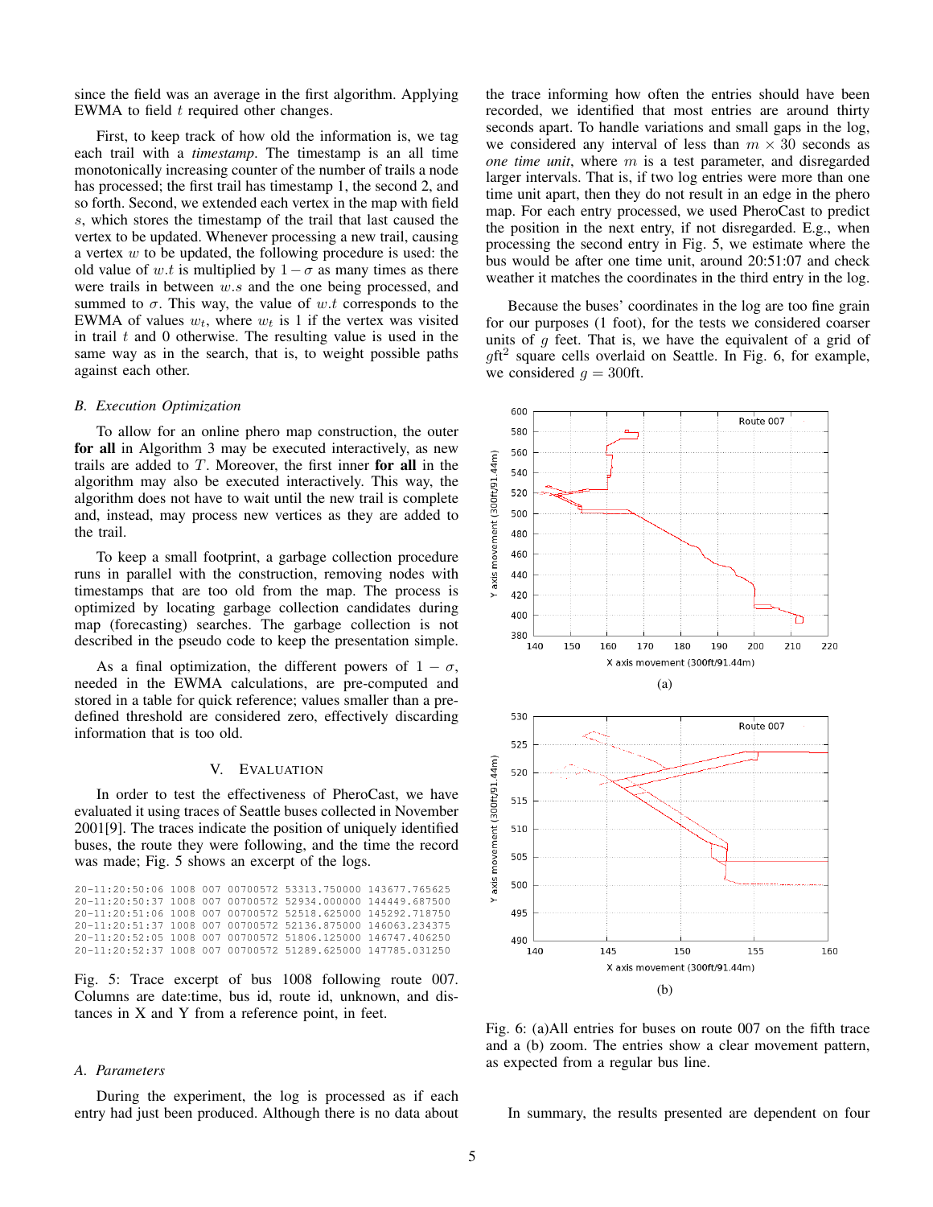since the field was an average in the first algorithm. Applying EWMA to field $t$ required other changes.

First, to keep track of how old the information is, we tag each trail with a *timestamp*. The timestamp is an all time monotonically increasing counter of the number of trails a node has processed; the first trail has timestamp 1, the second 2, and so forth. Second, we extended each vertex in the map with field $s$, which stores the timestamp of the trail that last caused the vertex to be updated. Whenever processing a new trail, causing a vertex $w$ to be updated, the following procedure is used: the old value of $w.t$ is multiplied by $1-\sigma$ as many times as there were trails in between $w.s$ and the one being processed, and summed to $\sigma$. This way, the value of $w.t$ corresponds to the EWMA of values $w_t$, where $w_t$ is 1 if the vertex was visited in trail $t$ and 0 otherwise. The resulting value is used in the same way as in the search, that is, to weight possible paths against each other.

### B. Execution Optimization

To allow for an online phero map construction, the outer **for all** in Algorithm 3 may be executed interactively, as new trails are added to $T$. Moreover, the first inner **for all** in the algorithm may also be executed interactively. This way, the algorithm does not have to wait until the new trail is complete and, instead, may process new vertices as they are added to the trail.

To keep a small footprint, a garbage collection procedure runs in parallel with the construction, removing nodes with timestamps that are too old from the map. The process is optimized by locating garbage collection candidates during map (forecasting) searches. The garbage collection is not described in the pseudo code to keep the presentation simple.

As a final optimization, the different powers of $1-\sigma$, needed in the EWMA calculations, are pre-computed and stored in a table for quick reference; values smaller than a pre-defined threshold are considered zero, effectively discarding information that is too old.

## V. Evaluation

In order to test the effectiveness of PheroCast, we have evaluated it using traces of Seattle buses collected in November 2001[9]. The traces indicate the position of uniquely identified buses, the route they were following, and the time the record was made; Fig. 5 shows an excerpt of the logs.

```
20-11:20:50:06 1008 007 00700572 53313.750000 143677.765625
20-11:20:50:37 1008 007 00700572 52934.000000 144449.687500
20-11:20:51:06 1008 007 00700572 52518.625000 145292.718750
20-11:20:51:37 1008 007 00700572 52136.875000 146063.234375
20-11:20:52:05 1008 007 00700572 51806.125000 146747.406250
20-11:20:52:37 1008 007 00700572 51289.625000 147785.031250
```

Fig. 5: Trace excerpt of bus 1008 following route 007. Columns are date:time, bus id, route id, unknown, and distances in X and Y from a reference point, in feet.

### A. Parameters

During the experiment, the log is processed as if each entry had just been produced. Although there is no data about the trace informing how often the entries should have been recorded, we identified that most entries are around thirty seconds apart. To handle variations and small gaps in the log, we considered any interval of less than $m \times 30$ seconds as *one time unit*, where $m$ is a test parameter, and disregarded larger intervals. That is, if two log entries were more than one time unit apart, then they do not result in an edge in the phero map. For each entry processed, we used PheroCast to predict the position in the next entry, if not disregarded. E.g., when processing the second entry in Fig. 5, we estimate where the bus would be after one time unit, around 20:51:07 and check weather it matches the coordinates in the third entry in the log.

Because the buses' coordinates in the log are too fine grain for our purposes (1 foot), for the tests we considered coarser units of $g$ feet. That is, we have the equivalent of a grid of $g\text{ft}^2$ square cells overlaid on Seattle. In Fig. 6, for example, we considered $g = 300$ft.

(a)

(b)

Fig. 6: (a)All entries for buses on route 007 on the fifth trace and a (b) zoom. The entries show a clear movement pattern, as expected from a regular bus line.

In summary, the results presented are dependent on four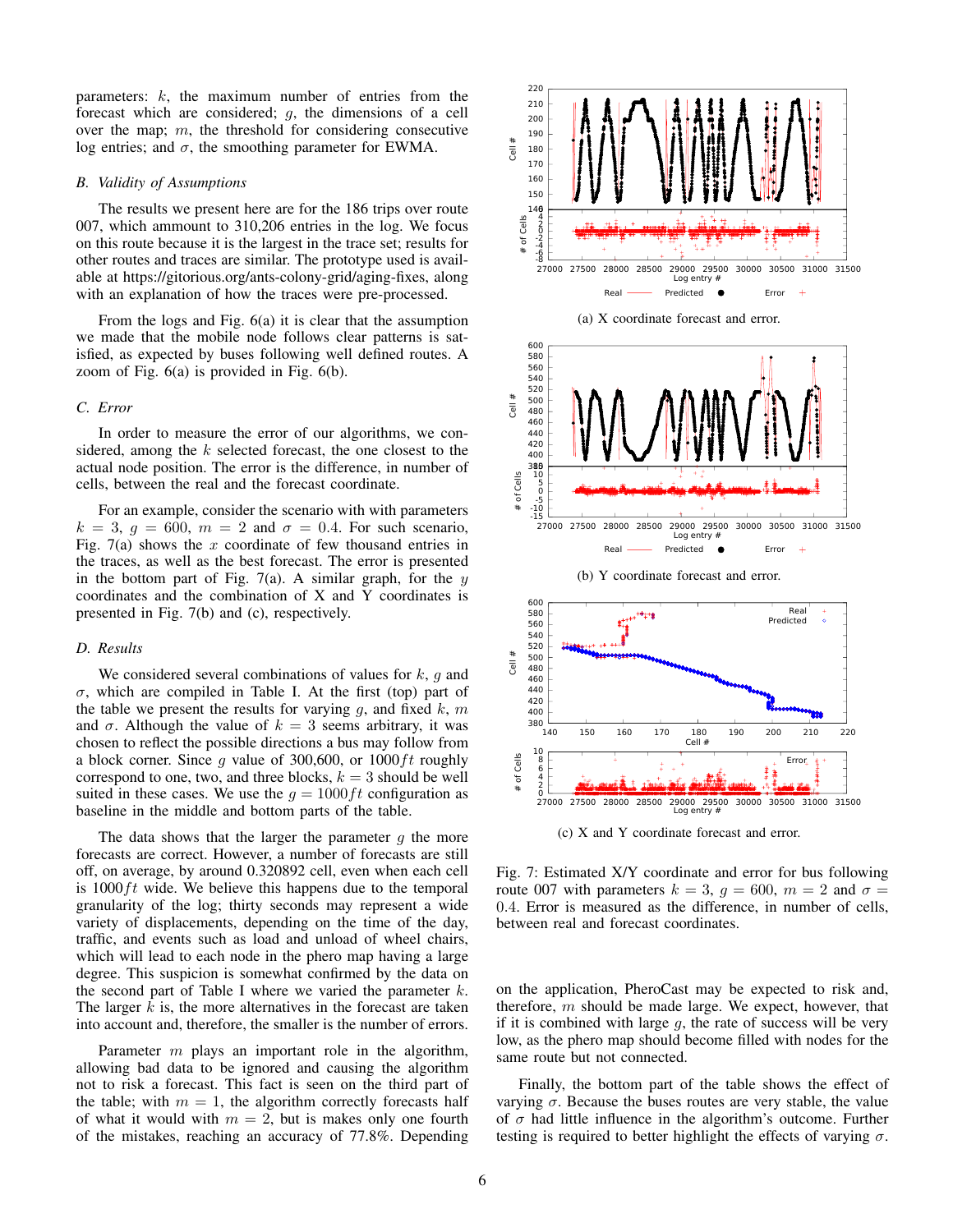parameters: $k$, the maximum number of entries from the forecast which are considered; $g$, the dimensions of a cell over the map; $m$, the threshold for considering consecutive log entries; and $\sigma$, the smoothing parameter for EWMA.

### B. Validity of Assumptions

The results we present here are for the 186 trips over route 007, which ammount to 310,206 entries in the log. We focus on this route because it is the largest in the trace set; results for other routes and traces are similar. The prototype used is available at https://gitorious.org/ants-colony-grid/aging-fixes, along with an explanation of how the traces were pre-processed.

From the logs and Fig. 6(a) it is clear that the assumption we made that the mobile node follows clear patterns is satisfied, as expected by buses following well defined routes. A zoom of Fig. 6(a) is provided in Fig. 6(b).

### C. Error

In order to measure the error of our algorithms, we considered, among the $k$ selected forecast, the one closest to the actual node position. The error is the difference, in number of cells, between the real and the forecast coordinate.

For an example, consider the scenario with with parameters $k = 3$, $g = 600$, $m = 2$ and $\sigma = 0.4$. For such scenario, Fig. 7(a) shows the $x$ coordinate of few thousand entries in the traces, as well as the best forecast. The error is presented in the bottom part of Fig. 7(a). A similar graph, for the $y$ coordinates and the combination of X and Y coordinates is presented in Fig. 7(b) and (c), respectively.

### D. Results

We considered several combinations of values for $k$, $g$ and $\sigma$, which are compiled in Table I. At the first (top) part of the table we present the results for varying $g$, and fixed $k$, $m$ and $\sigma$. Although the value of $k = 3$ seems arbitrary, it was chosen to reflect the possible directions a bus may follow from a block corner. Since $g$ value of 300,600, or $1000ft$ roughly correspond to one, two, and three blocks, $k = 3$ should be well suited in these cases. We use the $g = 1000ft$ configuration as baseline in the middle and bottom parts of the table.

The data shows that the larger the parameter $g$ the more forecasts are correct. However, a number of forecasts are still off, on average, by around 0.320892 cell, even when each cell is $1000ft$ wide. We believe this happens due to the temporal granularity of the log; thirty seconds may represent a wide variety of displacements, depending on the time of the day, traffic, and events such as load and unload of wheel chairs, which will lead to each node in the phero map having a large degree. This suspicion is somewhat confirmed by the data on the second part of Table I where we varied the parameter $k$. The larger $k$ is, the more alternatives in the forecast are taken into account and, therefore, the smaller is the number of errors.

Parameter $m$ plays an important role in the algorithm, allowing bad data to be ignored and causing the algorithm not to risk a forecast. This fact is seen on the third part of the table; with $m = 1$, the algorithm correctly forecasts half of what it would with $m = 2$, but is makes only one fourth of the mistakes, reaching an accuracy of 77.8%. Depending

(a) X coordinate forecast and error.

(b) Y coordinate forecast and error.

(c) X and Y coordinate forecast and error.

Fig. 7: Estimated X/Y coordinate and error for bus following route 007 with parameters $k = 3$, $g = 600$, $m = 2$ and $\sigma = 0.4$. Error is measured as the difference, in number of cells, between real and forecast coordinates.

on the application, PheroCast may be expected to risk and, therefore, $m$ should be made large. We expect, however, that if it is combined with large $g$, the rate of success will be very low, as the phero map should become filled with nodes for the same route but not connected.

Finally, the bottom part of the table shows the effect of varying $\sigma$. Because the buses routes are very stable, the value of $\sigma$ had little influence in the algorithm's outcome. Further testing is required to better highlight the effects of varying $\sigma$.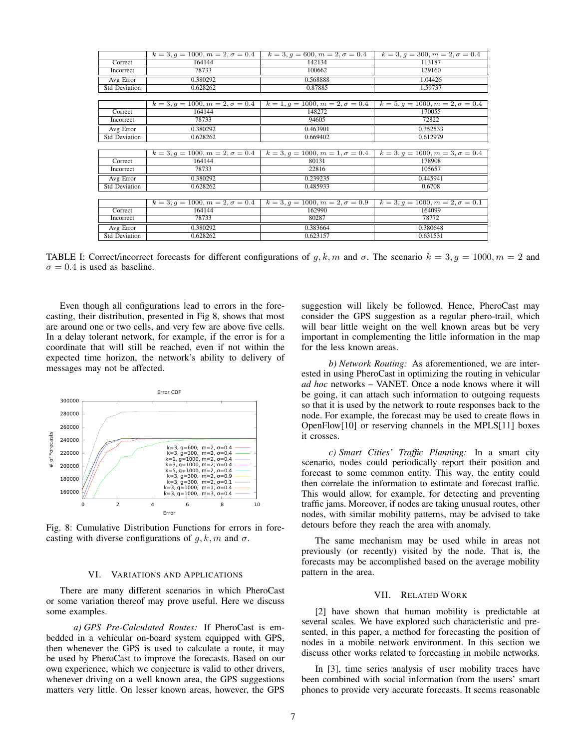| | $k=3, g=1000, m=2, \sigma=0.4$ | $k=3, g=600, m=2, \sigma=0.4$ | $k=3, g=300, m=2, \sigma=0.4$ |
|---|---|---|---|
| Correct | 164144 | 142134 | 113187 |
| Incorrect | 78733 | 100662 | 129160 |
| Avg Error | 0.380292 | 0.568888 | 1.04426 |
| Std Deviation | 0.628262 | 0.87885 | 1.59737 |

| | $k=3, g=1000, m=2, \sigma=0.4$ | $k=1, g=1000, m=2, \sigma=0.4$ | $k=5, g=1000, m=2, \sigma=0.4$ |
|---|---|---|---|
| Correct | 164144 | 148272 | 170055 |
| Incorrect | 78733 | 94605 | 72822 |
| Avg Error | 0.380292 | 0.463901 | 0.352533 |
| Std Deviation | 0.628262 | 0.669402 | 0.612979 |

| | $k=3, g=1000, m=2, \sigma=0.4$ | $k=3, g=1000, m=1, \sigma=0.4$ | $k=3, g=1000, m=3, \sigma=0.4$ |
|---|---|---|---|
| Correct | 164144 | 80131 | 178908 |
| Incorrect | 78733 | 22816 | 105657 |
| Avg Error | 0.380292 | 0.239235 | 0.445941 |
| Std Deviation | 0.628262 | 0.485933 | 0.6708 |

| | $k=3, g=1000, m=2, \sigma=0.4$ | $k=3, g=1000, m=2, \sigma=0.9$ | $k=3, g=1000, m=2, \sigma=0.1$ |
|---|---|---|---|
| Correct | 164144 | 162990 | 164099 |
| Incorrect | 78733 | 80287 | 78772 |
| Avg Error | 0.380292 | 0.383664 | 0.380648 |
| Std Deviation | 0.628262 | 0.623157 | 0.631531 |

TABLE I: Correct/incorrect forecasts for different configurations of $g, k, m$ and $\sigma$. The scenario $k = 3, g = 1000, m = 2$ and $\sigma = 0.4$ is used as baseline.

Even though all configurations lead to errors in the forecasting, their distribution, presented in Fig 8, shows that most are around one or two cells, and very few are above five cells. In a delay tolerant network, for example, if the error is for a coordinate that will still be reached, even if not within the expected time horizon, the network's ability to delivery of messages may not be affected.

Fig. 8: Cumulative Distribution Functions for errors in forecasting with diverse configurations of $g, k, m$ and $\sigma$.

## VI. Variations and Applications

There are many different scenarios in which PheroCast or some variation thereof may prove useful. Here we discuss some examples.

*a) GPS Pre-Calculated Routes:* If PheroCast is embedded in a vehicular on-board system equipped with GPS, then whenever the GPS is used to calculate a route, it may be used by PheroCast to improve the forecasts. Based on our own experience, which we conjecture is valid to other drivers, whenever driving on a well known area, the GPS suggestions matters very little. On lesser known areas, however, the GPS suggestion will likely be followed. Hence, PheroCast may consider the GPS suggestion as a regular phero-trail, which will bear little weight on the well known areas but be very important in complementing the little information in the map for the less known areas.

*b) Network Routing:* As aforementioned, we are interested in using PheroCast in optimizing the routing in vehicular *ad hoc* networks – VANET. Once a node knows where it will be going, it can attach such information to outgoing requests so that it is used by the network to route responses back to the node. For example, the forecast may be used to create flows in OpenFlow[10] or reserving channels in the MPLS[11] boxes it crosses.

*c) Smart Cities' Traffic Planning:* In a smart city scenario, nodes could periodically report their position and forecast to some common entity. This way, the entity could then correlate the information to estimate and forecast traffic. This would allow, for example, for detecting and preventing traffic jams. Moreover, if nodes are taking unusual routes, other nodes, with similar mobility patterns, may be advised to take detours before they reach the area with anomaly.

The same mechanism may be used while in areas not previously (or recently) visited by the node. That is, the forecasts may be accomplished based on the average mobility pattern in the area.

## VII. Related Work

[2] have shown that human mobility is predictable at several scales. We have explored such characteristic and presented, in this paper, a method for forecasting the position of nodes in a mobile network environment. In this section we discuss other works related to forecasting in mobile networks.

In [3], time series analysis of user mobility traces have been combined with social information from the users' smart phones to provide very accurate forecasts. It seems reasonable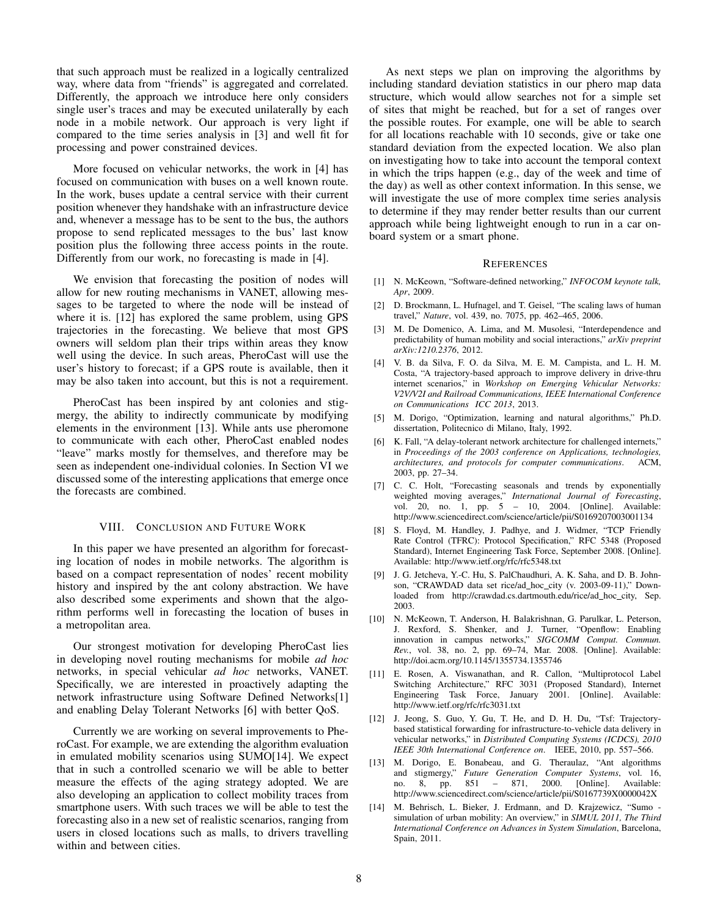that such approach must be realized in a logically centralized way, where data from "friends" is aggregated and correlated. Differently, the approach we introduce here only considers single user's traces and may be executed unilaterally by each node in a mobile network. Our approach is very light if compared to the time series analysis in [3] and well fit for processing and power constrained devices.

More focused on vehicular networks, the work in [4] has focused on communication with buses on a well known route. In the work, buses update a central service with their current position whenever they handshake with an infrastructure device and, whenever a message has to be sent to the bus, the authors propose to send replicated messages to the bus' last know position plus the following three access points in the route. Differently from our work, no forecasting is made in [4].

We envision that forecasting the position of nodes will allow for new routing mechanisms in VANET, allowing messages to be targeted to where the node will be instead of where it is. [12] has explored the same problem, using GPS trajectories in the forecasting. We believe that most GPS owners will seldom plan their trips within areas they know well using the device. In such areas, PheroCast will use the user's history to forecast; if a GPS route is available, then it may be also taken into account, but this is not a requirement.

PheroCast has been inspired by ant colonies and stigmergy, the ability to indirectly communicate by modifying elements in the environment [13]. While ants use pheromone to communicate with each other, PheroCast enabled nodes "leave" marks mostly for themselves, and therefore may be seen as independent one-individual colonies. In Section VI we discussed some of the interesting applications that emerge once the forecasts are combined.

## VIII. Conclusion and Future Work

In this paper we have presented an algorithm for forecasting location of nodes in mobile networks. The algorithm is based on a compact representation of nodes' recent mobility history and inspired by the ant colony abstraction. We have also described some experiments and shown that the algorithm performs well in forecasting the location of buses in a metropolitan area.

Our strongest motivation for developing PheroCast lies in developing novel routing mechanisms for mobile *ad hoc* networks, in special vehicular *ad hoc* networks, VANET. Specifically, we are interested in proactively adapting the network infrastructure using Software Defined Networks[1] and enabling Delay Tolerant Networks [6] with better QoS.

Currently we are working on several improvements to PheroCast. For example, we are extending the algorithm evaluation in emulated mobility scenarios using SUMO[14]. We expect that in such a controlled scenario we will be able to better measure the effects of the aging strategy adopted. We are also developing an application to collect mobility traces from smartphone users. With such traces we will be able to test the forecasting also in a new set of realistic scenarios, ranging from users in closed locations such as malls, to drivers travelling within and between cities.

As next steps we plan on improving the algorithms by including standard deviation statistics in our phero map data structure, which would allow searches not for a simple set of sites that might be reached, but for a set of ranges over the possible routes. For example, one will be able to search for all locations reachable with 10 seconds, give or take one standard deviation from the expected location. We also plan on investigating how to take into account the temporal context in which the trips happen (e.g., day of the week and time of the day) as well as other context information. In this sense, we will investigate the use of more complex time series analysis to determine if they may render better results than our current approach while being lightweight enough to run in a car onboard system or a smart phone.

## References

[1] N. McKeown, "Software-defined networking," *INFOCOM keynote talk, Apr*, 2009.

[2] D. Brockmann, L. Hufnagel, and T. Geisel, "The scaling laws of human travel," *Nature*, vol. 439, no. 7075, pp. 462–465, 2006.

[3] M. De Domenico, A. Lima, and M. Musolesi, "Interdependence and predictability of human mobility and social interactions," *arXiv preprint arXiv:1210.2376*, 2012.

[4] V. B. da Silva, F. O. da Silva, M. E. M. Campista, and L. H. M. Costa, "A trajectory-based approach to improve delivery in drive-thru internet scenarios," in *Workshop on Emerging Vehicular Networks: V2V/V2I and Railroad Communications, IEEE International Conference on Communications ICC 2013*, 2013.

[5] M. Dorigo, "Optimization, learning and natural algorithms," Ph.D. dissertation, Politecnico di Milano, Italy, 1992.

[6] K. Fall, "A delay-tolerant network architecture for challenged internets," in *Proceedings of the 2003 conference on Applications, technologies, architectures, and protocols for computer communications*. ACM, 2003, pp. 27–34.

[7] C. C. Holt, "Forecasting seasonals and trends by exponentially weighted moving averages," *International Journal of Forecasting*, vol. 20, no. 1, pp. 5 – 10, 2004. [Online]. Available: http://www.sciencedirect.com/science/article/pii/S0169207003001134

[8] S. Floyd, M. Handley, J. Padhye, and J. Widmer, "TCP Friendly Rate Control (TFRC): Protocol Specification," RFC 5348 (Proposed Standard), Internet Engineering Task Force, September 2008. [Online]. Available: http://www.ietf.org/rfc/rfc5348.txt

[9] J. G. Jetcheva, Y.-C. Hu, S. PalChaudhuri, A. K. Saha, and D. B. Johnson, "CRAWDAD data set rice/ad_hoc_city (v. 2003-09-11)," Downloaded from http://crawdad.cs.dartmouth.edu/rice/ad_hoc_city, Sep. 2003.

[10] N. McKeown, T. Anderson, H. Balakrishnan, G. Parulkar, L. Peterson, J. Rexford, S. Shenker, and J. Turner, "Openflow: Enabling innovation in campus networks," *SIGCOMM Comput. Commun. Rev.*, vol. 38, no. 2, pp. 69–74, Mar. 2008. [Online]. Available: http://doi.acm.org/10.1145/1355734.1355746

[11] E. Rosen, A. Viswanathan, and R. Callon, "Multiprotocol Label Switching Architecture," RFC 3031 (Proposed Standard), Internet Engineering Task Force, January 2001. [Online]. Available: http://www.ietf.org/rfc/rfc3031.txt

[12] J. Jeong, S. Guo, Y. Gu, T. He, and D. H. Du, "Tsf: Trajectory-based statistical forwarding for infrastructure-to-vehicle data delivery in vehicular networks," in *Distributed Computing Systems (ICDCS), 2010 IEEE 30th International Conference on*. IEEE, 2010, pp. 557–566.

[13] M. Dorigo, E. Bonabeau, and G. Theraulaz, "Ant algorithms and stigmergy," *Future Generation Computer Systems*, vol. 16, no. 8, pp. 851 – 871, 2000. [Online]. Available: http://www.sciencedirect.com/science/article/pii/S0167739X0000042X

[14] M. Behrisch, L. Bieker, J. Erdmann, and D. Krajzewicz, "Sumo - simulation of urban mobility: An overview," in *SIMUL 2011, The Third International Conference on Advances in System Simulation*, Barcelona, Spain, 2011.